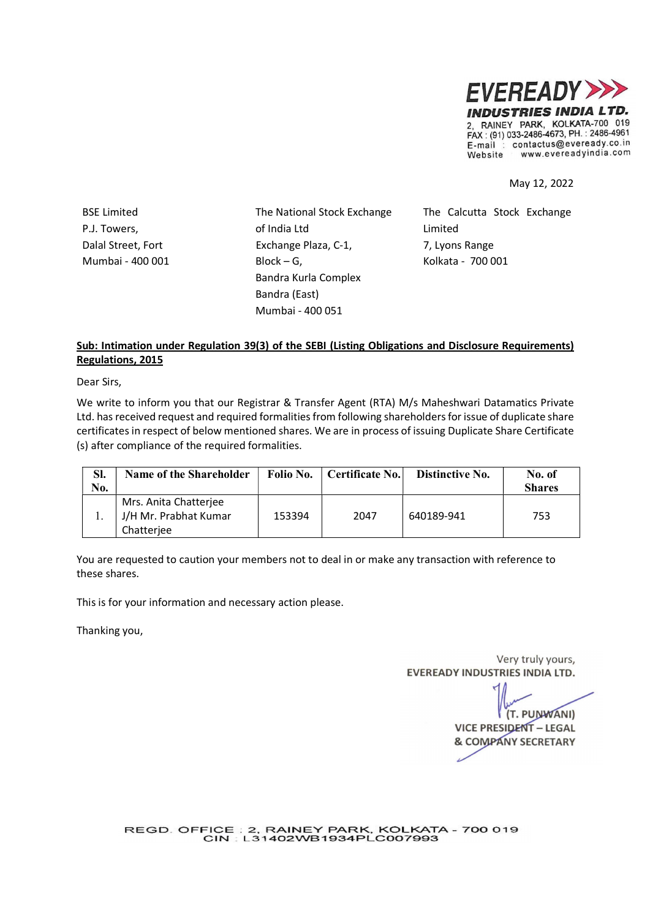**EVEREADY INDUSTRIES INDIA LTD.**
2, RAINEY PARK, KOLKATA-700 019
FAX : (91) 033-2486-4673, PH. : 2486-4961
E-mail : contactus@eveready.co.in
Website : www.evereadyindia.com

May 12, 2022

BSE Limited
P.J. Towers,
Dalal Street, Fort
Mumbai - 400 001

The National Stock Exchange of India Ltd
Exchange Plaza, C-1,
Block – G,
Bandra Kurla Complex
Bandra (East)
Mumbai - 400 051

The Calcutta Stock Exchange Limited
7, Lyons Range
Kolkata - 700 001

**Sub: Intimation under Regulation 39(3) of the SEBI (Listing Obligations and Disclosure Requirements) Regulations, 2015**

Dear Sirs,

We write to inform you that our Registrar & Transfer Agent (RTA) M/s Maheshwari Datamatics Private Ltd. has received request and required formalities from following shareholders for issue of duplicate share certificates in respect of below mentioned shares. We are in process of issuing Duplicate Share Certificate (s) after compliance of the required formalities.

| Sl. No. | Name of the Shareholder | Folio No. | Certificate No. | Distinctive No. | No. of Shares |
|---|---|---|---|---|---|
| 1. | Mrs. Anita Chatterjee J/H Mr. Prabhat Kumar Chatterjee | 153394 | 2047 | 640189-941 | 753 |

You are requested to caution your members not to deal in or make any transaction with reference to these shares.

This is for your information and necessary action please.

Thanking you,

Very truly yours,
EVEREADY INDUSTRIES INDIA LTD.

(T. PUNWANI)
VICE PRESIDENT – LEGAL
& COMPANY SECRETARY

REGD. OFFICE : 2, RAINEY PARK, KOLKATA - 700 019
CIN : L31402WB1934PLC007993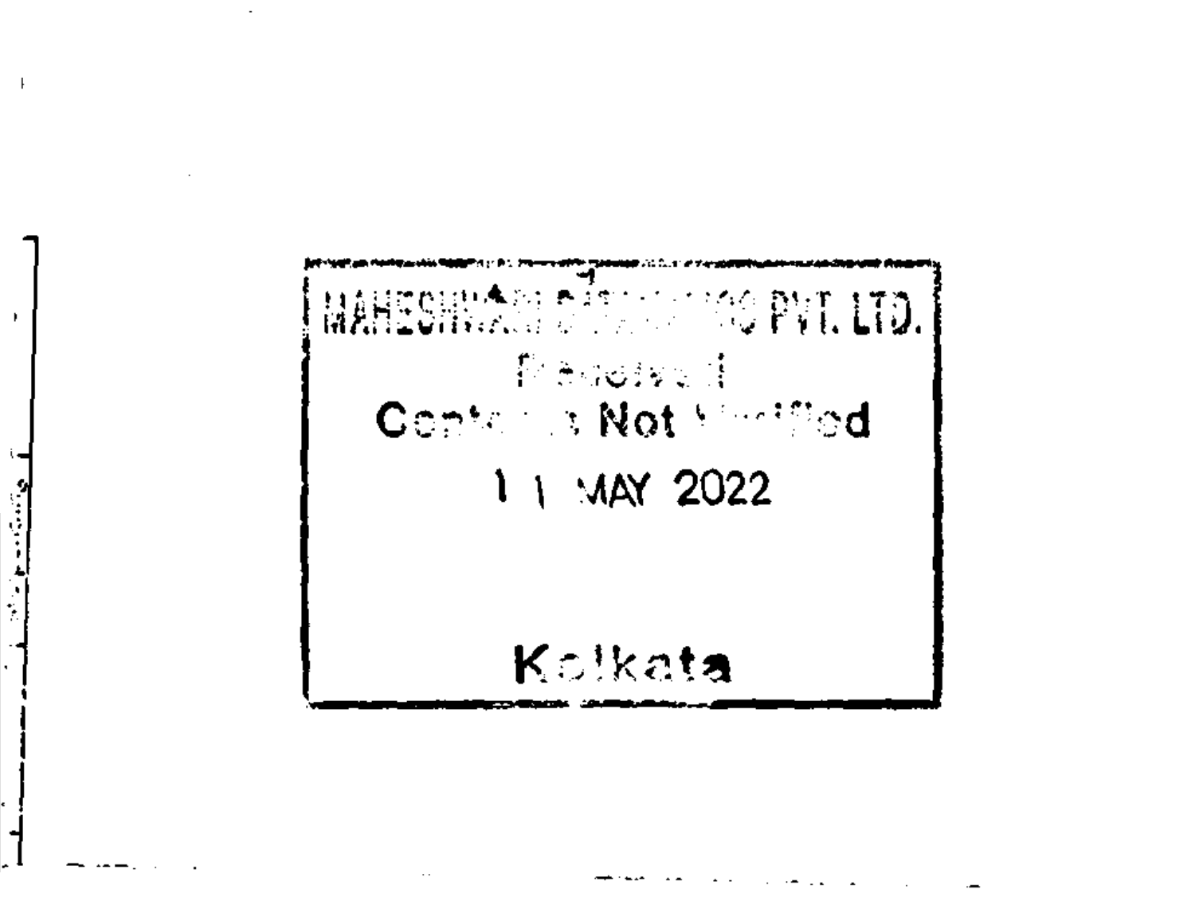MAHESHWARI DATAMATICS PVT. LTD.

Received

Contents Not Verified

11 MAY 2022

Kolkata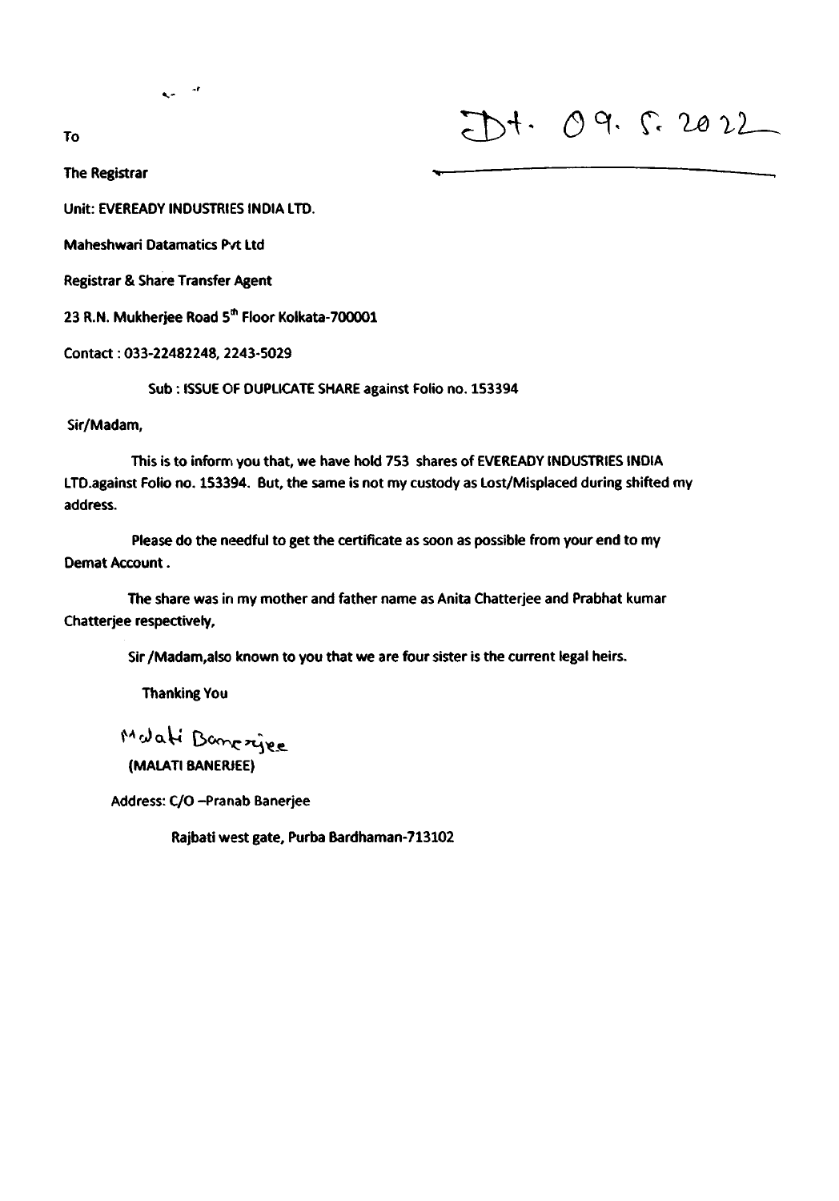Dt. 09. 5. 2022

To

The Registrar

Unit: EVEREADY INDUSTRIES INDIA LTD.

Maheshwari Datamatics Pvt Ltd

Registrar & Share Transfer Agent

23 R.N. Mukherjee Road 5th Floor Kolkata-700001

Contact : 033-22482248, 2243-5029

**Sub : ISSUE OF DUPLICATE SHARE against Folio no. 153394**

Sir/Madam,

This is to inform you that, we have hold 753 shares of EVEREADY INDUSTRIES INDIA LTD.against Folio no. 153394. But, the same is not my custody as Lost/Misplaced during shifted my address.

Please do the needful to get the certificate as soon as possible from your end to my Demat Account .

The share was in my mother and father name as Anita Chatterjee and Prabhat kumar Chatterjee respectively,

Sir /Madam,also known to you that we are four sister is the current legal heirs.

Thanking You

Malati Banerjee

(MALATI BANERJEE)

Address: C/O –Pranab Banerjee

Rajbati west gate, Purba Bardhaman-713102